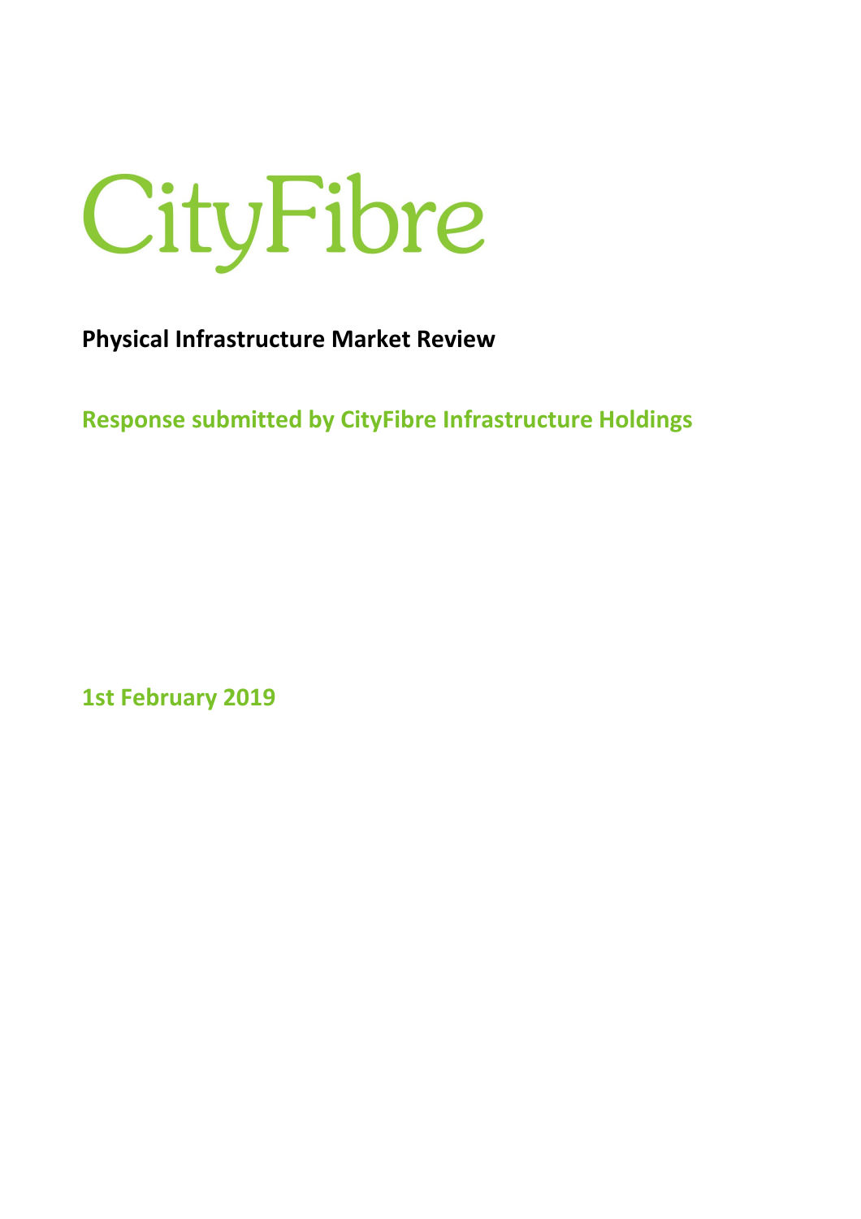# CityFibre

**Physical Infrastructure Market Review**

**Response submitted by CityFibre Infrastructure Holdings**

**1st February 2019**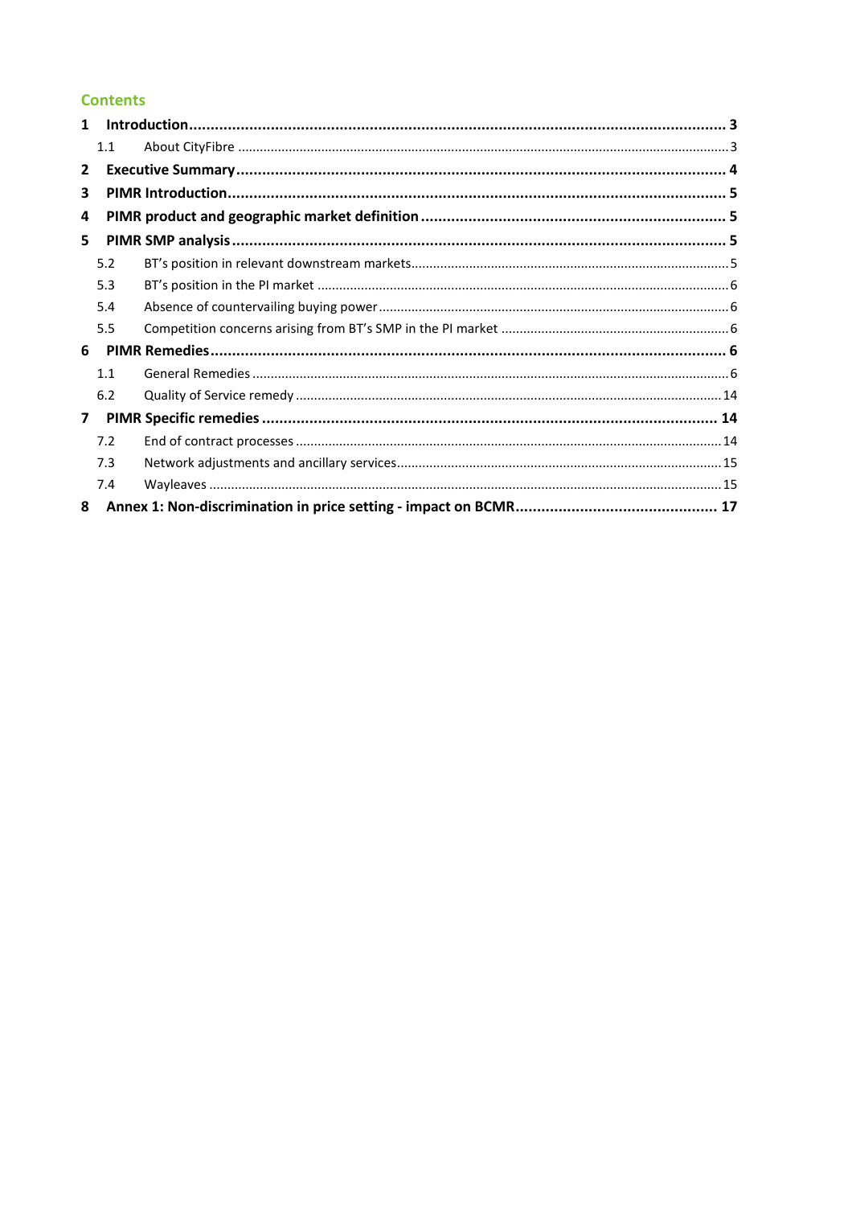## Contents

| | | |
|---|---|---|
| **1** | **Introduction** | **3** |
| 1.1 | About CityFibre | 3 |
| **2** | **Executive Summary** | **4** |
| **3** | **PIMR Introduction** | **5** |
| **4** | **PIMR product and geographic market definition** | **5** |
| **5** | **PIMR SMP analysis** | **5** |
| 5.2 | BT's position in relevant downstream markets | 5 |
| 5.3 | BT's position in the PI market | 6 |
| 5.4 | Absence of countervailing buying power | 6 |
| 5.5 | Competition concerns arising from BT's SMP in the PI market | 6 |
| **6** | **PIMR Remedies** | **6** |
| 1.1 | General Remedies | 6 |
| 6.2 | Quality of Service remedy | 14 |
| **7** | **PIMR Specific remedies** | **14** |
| 7.2 | End of contract processes | 14 |
| 7.3 | Network adjustments and ancillary services | 15 |
| 7.4 | Wayleaves | 15 |
| **8** | **Annex 1: Non-discrimination in price setting - impact on BCMR** | **17** |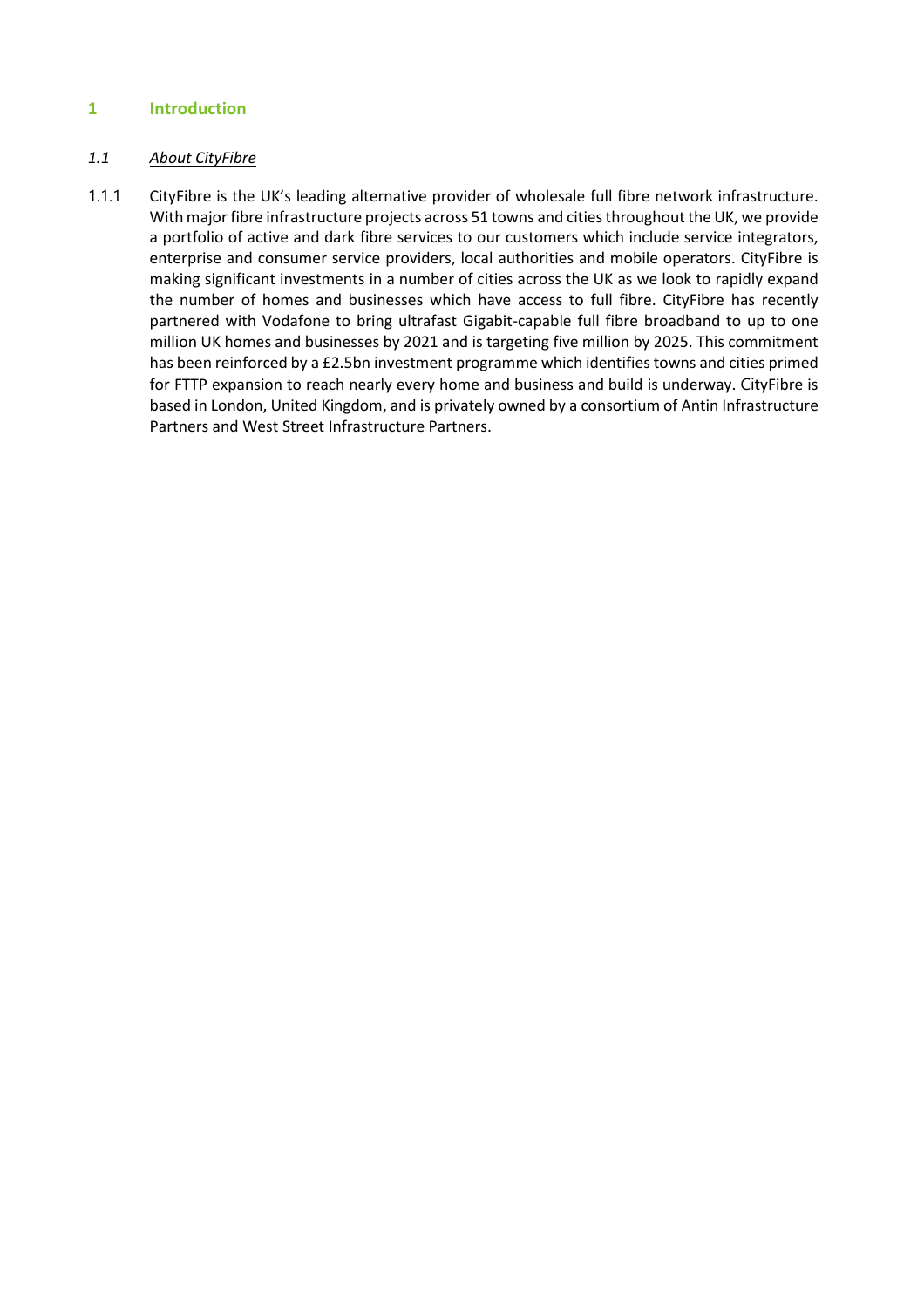# 1 Introduction

## *1.1 About CityFibre*

1.1.1 CityFibre is the UK's leading alternative provider of wholesale full fibre network infrastructure. With major fibre infrastructure projects across 51 towns and cities throughout the UK, we provide a portfolio of active and dark fibre services to our customers which include service integrators, enterprise and consumer service providers, local authorities and mobile operators. CityFibre is making significant investments in a number of cities across the UK as we look to rapidly expand the number of homes and businesses which have access to full fibre. CityFibre has recently partnered with Vodafone to bring ultrafast Gigabit-capable full fibre broadband to up to one million UK homes and businesses by 2021 and is targeting five million by 2025. This commitment has been reinforced by a £2.5bn investment programme which identifies towns and cities primed for FTTP expansion to reach nearly every home and business and build is underway. CityFibre is based in London, United Kingdom, and is privately owned by a consortium of Antin Infrastructure Partners and West Street Infrastructure Partners.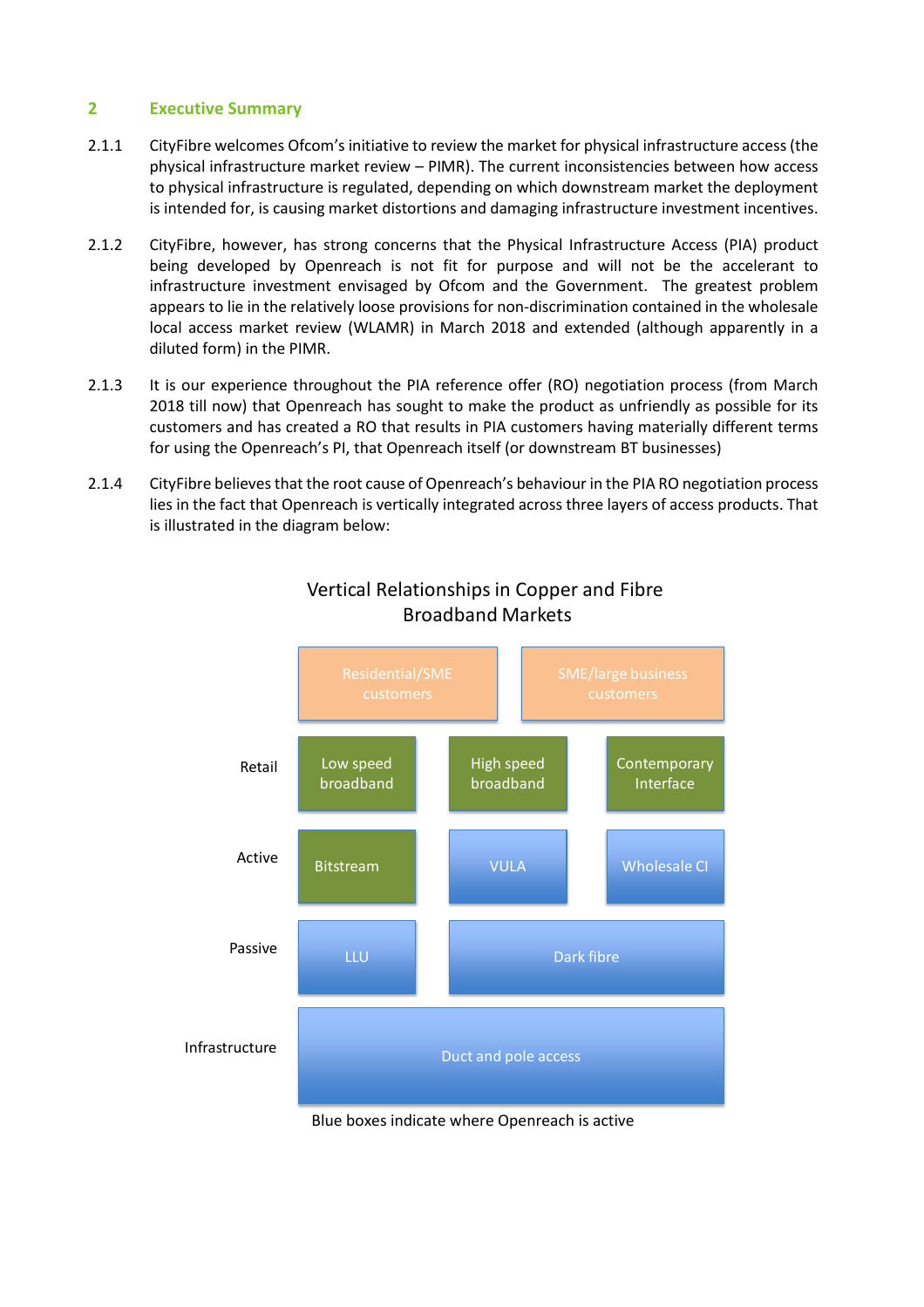## 2 Executive Summary

2.1.1 CityFibre welcomes Ofcom's initiative to review the market for physical infrastructure access (the physical infrastructure market review – PIMR). The current inconsistencies between how access to physical infrastructure is regulated, depending on which downstream market the deployment is intended for, is causing market distortions and damaging infrastructure investment incentives.

2.1.2 CityFibre, however, has strong concerns that the Physical Infrastructure Access (PIA) product being developed by Openreach is not fit for purpose and will not be the accelerant to infrastructure investment envisaged by Ofcom and the Government. The greatest problem appears to lie in the relatively loose provisions for non-discrimination contained in the wholesale local access market review (WLAMR) in March 2018 and extended (although apparently in a diluted form) in the PIMR.

2.1.3 It is our experience throughout the PIA reference offer (RO) negotiation process (from March 2018 till now) that Openreach has sought to make the product as unfriendly as possible for its customers and has created a RO that results in PIA customers having materially different terms for using the Openreach's PI, that Openreach itself (or downstream BT businesses)

2.1.4 CityFibre believes that the root cause of Openreach's behaviour in the PIA RO negotiation process lies in the fact that Openreach is vertically integrated across three layers of access products. That is illustrated in the diagram below:

**Vertical Relationships in Copper and Fibre Broadband Markets**

| | | | |
|---|---|---|---|
| | Residential/SME customers | | SME/large business customers |
| Retail | Low speed broadband | High speed broadband | Contemporary Interface |
| Active | Bitstream | VULA | Wholesale CI |
| Passive | LLU | Dark fibre | |
| Infrastructure | Duct and pole access | | |

Blue boxes indicate where Openreach is active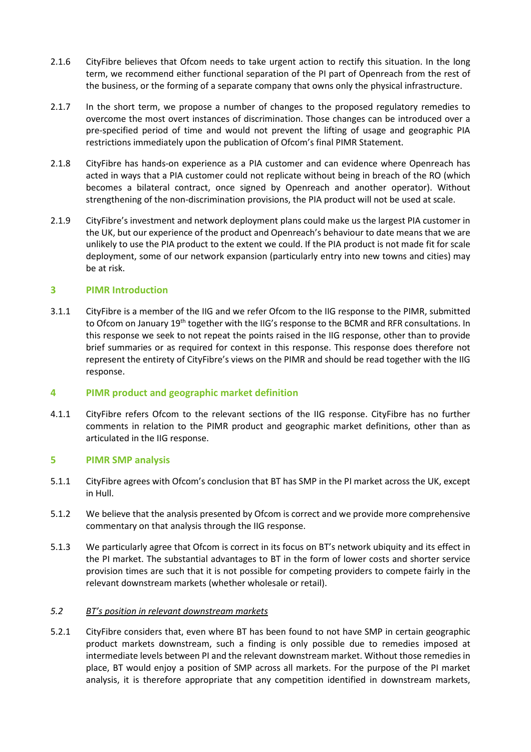2.1.6 CityFibre believes that Ofcom needs to take urgent action to rectify this situation. In the long term, we recommend either functional separation of the PI part of Openreach from the rest of the business, or the forming of a separate company that owns only the physical infrastructure.

2.1.7 In the short term, we propose a number of changes to the proposed regulatory remedies to overcome the most overt instances of discrimination. Those changes can be introduced over a pre-specified period of time and would not prevent the lifting of usage and geographic PIA restrictions immediately upon the publication of Ofcom's final PIMR Statement.

2.1.8 CityFibre has hands-on experience as a PIA customer and can evidence where Openreach has acted in ways that a PIA customer could not replicate without being in breach of the RO (which becomes a bilateral contract, once signed by Openreach and another operator). Without strengthening of the non-discrimination provisions, the PIA product will not be used at scale.

2.1.9 CityFibre's investment and network deployment plans could make us the largest PIA customer in the UK, but our experience of the product and Openreach's behaviour to date means that we are unlikely to use the PIA product to the extent we could. If the PIA product is not made fit for scale deployment, some of our network expansion (particularly entry into new towns and cities) may be at risk.

## 3 PIMR Introduction

3.1.1 CityFibre is a member of the IIG and we refer Ofcom to the IIG response to the PIMR, submitted to Ofcom on January 19th together with the IIG's response to the BCMR and RFR consultations. In this response we seek to not repeat the points raised in the IIG response, other than to provide brief summaries or as required for context in this response. This response does therefore not represent the entirety of CityFibre's views on the PIMR and should be read together with the IIG response.

## 4 PIMR product and geographic market definition

4.1.1 CityFibre refers Ofcom to the relevant sections of the IIG response. CityFibre has no further comments in relation to the PIMR product and geographic market definitions, other than as articulated in the IIG response.

## 5 PIMR SMP analysis

5.1.1 CityFibre agrees with Ofcom's conclusion that BT has SMP in the PI market across the UK, except in Hull.

5.1.2 We believe that the analysis presented by Ofcom is correct and we provide more comprehensive commentary on that analysis through the IIG response.

5.1.3 We particularly agree that Ofcom is correct in its focus on BT's network ubiquity and its effect in the PI market. The substantial advantages to BT in the form of lower costs and shorter service provision times are such that it is not possible for competing providers to compete fairly in the relevant downstream markets (whether wholesale or retail).

### *5.2 BT's position in relevant downstream markets*

5.2.1 CityFibre considers that, even where BT has been found to not have SMP in certain geographic product markets downstream, such a finding is only possible due to remedies imposed at intermediate levels between PI and the relevant downstream market. Without those remedies in place, BT would enjoy a position of SMP across all markets. For the purpose of the PI market analysis, it is therefore appropriate that any competition identified in downstream markets,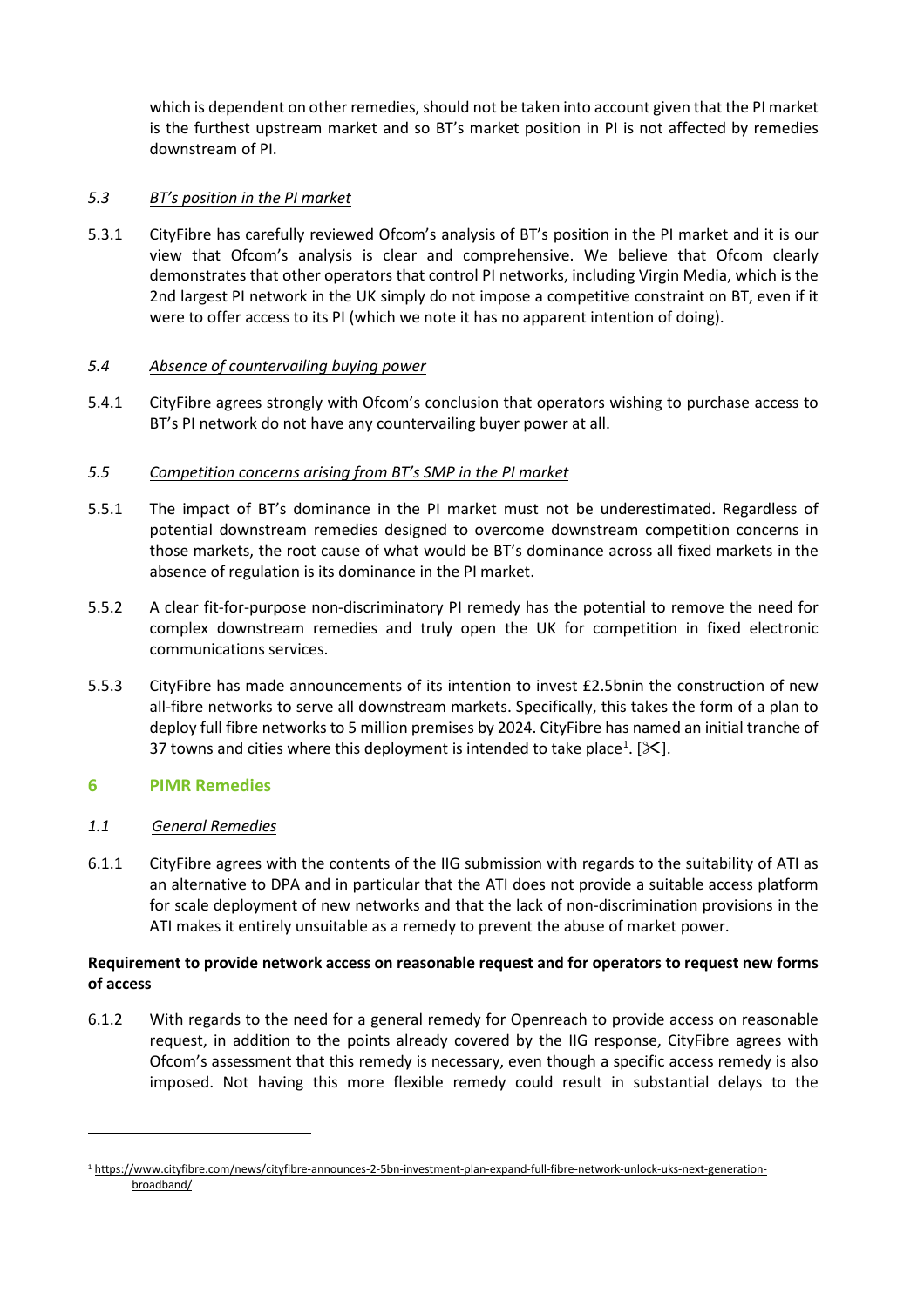which is dependent on other remedies, should not be taken into account given that the PI market is the furthest upstream market and so BT's market position in PI is not affected by remedies downstream of PI.

### *5.3 BT's position in the PI market*

5.3.1 CityFibre has carefully reviewed Ofcom's analysis of BT's position in the PI market and it is our view that Ofcom's analysis is clear and comprehensive. We believe that Ofcom clearly demonstrates that other operators that control PI networks, including Virgin Media, which is the 2nd largest PI network in the UK simply do not impose a competitive constraint on BT, even if it were to offer access to its PI (which we note it has no apparent intention of doing).

### *5.4 Absence of countervailing buying power*

5.4.1 CityFibre agrees strongly with Ofcom's conclusion that operators wishing to purchase access to BT's PI network do not have any countervailing buyer power at all.

### *5.5 Competition concerns arising from BT's SMP in the PI market*

5.5.1 The impact of BT's dominance in the PI market must not be underestimated. Regardless of potential downstream remedies designed to overcome downstream competition concerns in those markets, the root cause of what would be BT's dominance across all fixed markets in the absence of regulation is its dominance in the PI market.

5.5.2 A clear fit-for-purpose non-discriminatory PI remedy has the potential to remove the need for complex downstream remedies and truly open the UK for competition in fixed electronic communications services.

5.5.3 CityFibre has made announcements of its intention to invest £2.5bnin the construction of new all-fibre networks to serve all downstream markets. Specifically, this takes the form of a plan to deploy full fibre networks to 5 million premises by 2024. CityFibre has named an initial tranche of 37 towns and cities where this deployment is intended to take place[1]. [✂].

## 6 PIMR Remedies

### *1.1 General Remedies*

6.1.1 CityFibre agrees with the contents of the IIG submission with regards to the suitability of ATI as an alternative to DPA and in particular that the ATI does not provide a suitable access platform for scale deployment of new networks and that the lack of non-discrimination provisions in the ATI makes it entirely unsuitable as a remedy to prevent the abuse of market power.

**Requirement to provide network access on reasonable request and for operators to request new forms of access**

6.1.2 With regards to the need for a general remedy for Openreach to provide access on reasonable request, in addition to the points already covered by the IIG response, CityFibre agrees with Ofcom's assessment that this remedy is necessary, even though a specific access remedy is also imposed. Not having this more flexible remedy could result in substantial delays to the

---

[1] https://www.cityfibre.com/news/cityfibre-announces-2-5bn-investment-plan-expand-full-fibre-network-unlock-uks-next-generation-broadband/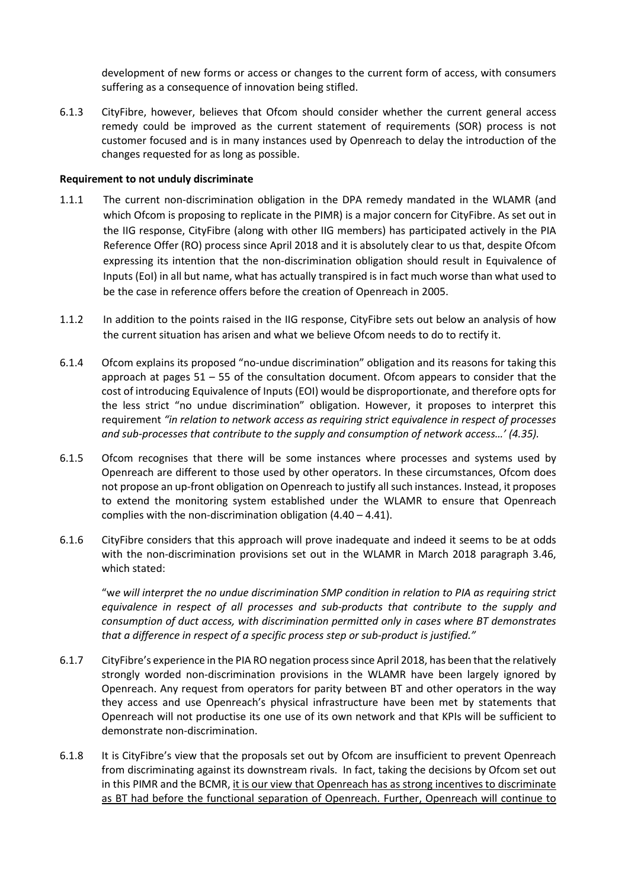development of new forms or access or changes to the current form of access, with consumers suffering as a consequence of innovation being stifled.

6.1.3 CityFibre, however, believes that Ofcom should consider whether the current general access remedy could be improved as the current statement of requirements (SOR) process is not customer focused and is in many instances used by Openreach to delay the introduction of the changes requested for as long as possible.

**Requirement to not unduly discriminate**

1.1.1 The current non-discrimination obligation in the DPA remedy mandated in the WLAMR (and which Ofcom is proposing to replicate in the PIMR) is a major concern for CityFibre. As set out in the IIG response, CityFibre (along with other IIG members) has participated actively in the PIA Reference Offer (RO) process since April 2018 and it is absolutely clear to us that, despite Ofcom expressing its intention that the non-discrimination obligation should result in Equivalence of Inputs (EoI) in all but name, what has actually transpired is in fact much worse than what used to be the case in reference offers before the creation of Openreach in 2005.

1.1.2 In addition to the points raised in the IIG response, CityFibre sets out below an analysis of how the current situation has arisen and what we believe Ofcom needs to do to rectify it.

6.1.4 Ofcom explains its proposed "no-undue discrimination" obligation and its reasons for taking this approach at pages 51 – 55 of the consultation document. Ofcom appears to consider that the cost of introducing Equivalence of Inputs (EOI) would be disproportionate, and therefore opts for the less strict "no undue discrimination" obligation. However, it proposes to interpret this requirement *"in relation to network access as requiring strict equivalence in respect of processes and sub-processes that contribute to the supply and consumption of network access…' (4.35).*

6.1.5 Ofcom recognises that there will be some instances where processes and systems used by Openreach are different to those used by other operators. In these circumstances, Ofcom does not propose an up-front obligation on Openreach to justify all such instances. Instead, it proposes to extend the monitoring system established under the WLAMR to ensure that Openreach complies with the non-discrimination obligation (4.40 – 4.41).

6.1.6 CityFibre considers that this approach will prove inadequate and indeed it seems to be at odds with the non-discrimination provisions set out in the WLAMR in March 2018 paragraph 3.46, which stated:

"*we will interpret the no undue discrimination SMP condition in relation to PIA as requiring strict equivalence in respect of all processes and sub-products that contribute to the supply and consumption of duct access, with discrimination permitted only in cases where BT demonstrates that a difference in respect of a specific process step or sub-product is justified."*

6.1.7 CityFibre's experience in the PIA RO negation process since April 2018, has been that the relatively strongly worded non-discrimination provisions in the WLAMR have been largely ignored by Openreach. Any request from operators for parity between BT and other operators in the way they access and use Openreach's physical infrastructure have been met by statements that Openreach will not productise its one use of its own network and that KPIs will be sufficient to demonstrate non-discrimination.

6.1.8 It is CityFibre's view that the proposals set out by Ofcom are insufficient to prevent Openreach from discriminating against its downstream rivals. In fact, taking the decisions by Ofcom set out in this PIMR and the BCMR, <u>it is our view that Openreach has as strong incentives to discriminate as BT had before the functional separation of Openreach. Further, Openreach will continue to</u>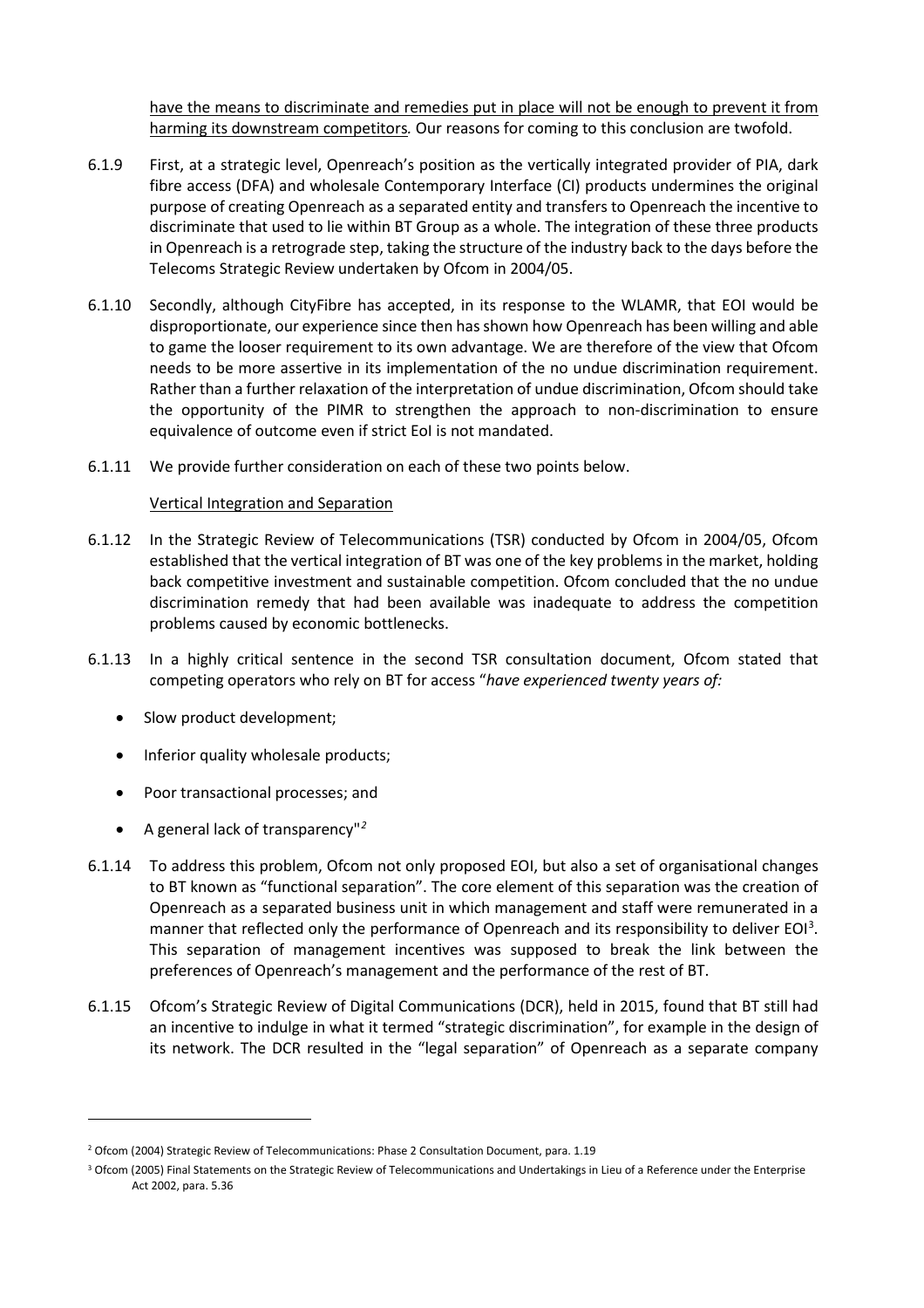have the means to discriminate and remedies put in place will not be enough to prevent it from harming its downstream competitors*.* Our reasons for coming to this conclusion are twofold.

6.1.9 First, at a strategic level, Openreach's position as the vertically integrated provider of PIA, dark fibre access (DFA) and wholesale Contemporary Interface (CI) products undermines the original purpose of creating Openreach as a separated entity and transfers to Openreach the incentive to discriminate that used to lie within BT Group as a whole. The integration of these three products in Openreach is a retrograde step, taking the structure of the industry back to the days before the Telecoms Strategic Review undertaken by Ofcom in 2004/05.

6.1.10 Secondly, although CityFibre has accepted, in its response to the WLAMR, that EOI would be disproportionate, our experience since then has shown how Openreach has been willing and able to game the looser requirement to its own advantage. We are therefore of the view that Ofcom needs to be more assertive in its implementation of the no undue discrimination requirement. Rather than a further relaxation of the interpretation of undue discrimination, Ofcom should take the opportunity of the PIMR to strengthen the approach to non-discrimination to ensure equivalence of outcome even if strict EoI is not mandated.

6.1.11 We provide further consideration on each of these two points below.

Vertical Integration and Separation

6.1.12 In the Strategic Review of Telecommunications (TSR) conducted by Ofcom in 2004/05, Ofcom established that the vertical integration of BT was one of the key problems in the market, holding back competitive investment and sustainable competition. Ofcom concluded that the no undue discrimination remedy that had been available was inadequate to address the competition problems caused by economic bottlenecks.

6.1.13 In a highly critical sentence in the second TSR consultation document, Ofcom stated that competing operators who rely on BT for access "*have experienced twenty years of:*

- Slow product development;
- Inferior quality wholesale products;
- Poor transactional processes; and
- A general lack of transparency"[2]

6.1.14 To address this problem, Ofcom not only proposed EOI, but also a set of organisational changes to BT known as "functional separation". The core element of this separation was the creation of Openreach as a separated business unit in which management and staff were remunerated in a manner that reflected only the performance of Openreach and its responsibility to deliver EOI[3]. This separation of management incentives was supposed to break the link between the preferences of Openreach's management and the performance of the rest of BT.

6.1.15 Ofcom's Strategic Review of Digital Communications (DCR), held in 2015, found that BT still had an incentive to indulge in what it termed "strategic discrimination", for example in the design of its network. The DCR resulted in the "legal separation" of Openreach as a separate company

[2] Ofcom (2004) Strategic Review of Telecommunications: Phase 2 Consultation Document, para. 1.19

[3] Ofcom (2005) Final Statements on the Strategic Review of Telecommunications and Undertakings in Lieu of a Reference under the Enterprise Act 2002, para. 5.36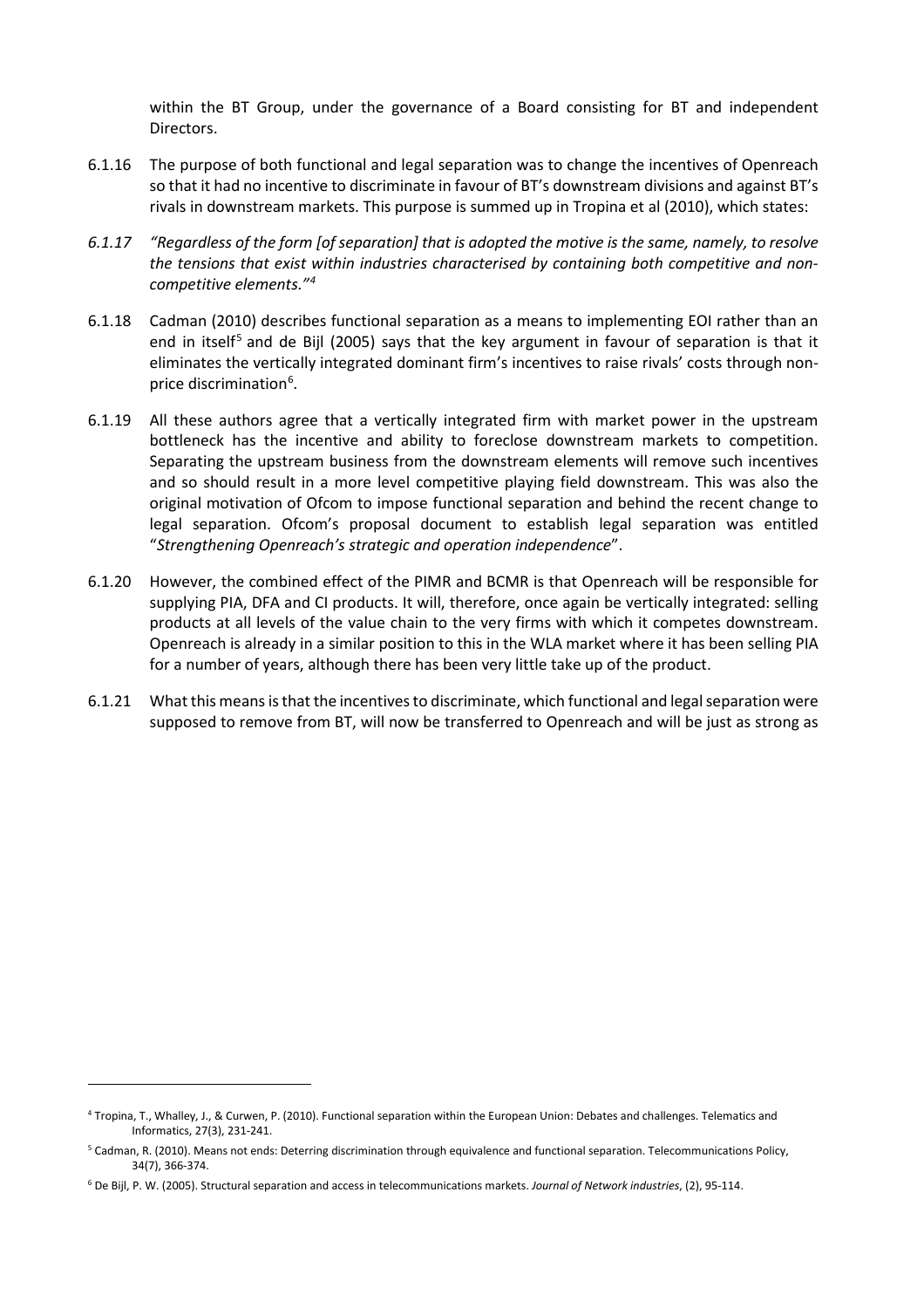within the BT Group, under the governance of a Board consisting for BT and independent Directors.

6.1.16 The purpose of both functional and legal separation was to change the incentives of Openreach so that it had no incentive to discriminate in favour of BT's downstream divisions and against BT's rivals in downstream markets. This purpose is summed up in Tropina et al (2010), which states:

*6.1.17 "Regardless of the form [of separation] that is adopted the motive is the same, namely, to resolve the tensions that exist within industries characterised by containing both competitive and non-competitive elements."*[4]

6.1.18 Cadman (2010) describes functional separation as a means to implementing EOI rather than an end in itself[5] and de Bijl (2005) says that the key argument in favour of separation is that it eliminates the vertically integrated dominant firm's incentives to raise rivals' costs through non-price discrimination[6].

6.1.19 All these authors agree that a vertically integrated firm with market power in the upstream bottleneck has the incentive and ability to foreclose downstream markets to competition. Separating the upstream business from the downstream elements will remove such incentives and so should result in a more level competitive playing field downstream. This was also the original motivation of Ofcom to impose functional separation and behind the recent change to legal separation. Ofcom's proposal document to establish legal separation was entitled "*Strengthening Openreach's strategic and operation independence*".

6.1.20 However, the combined effect of the PIMR and BCMR is that Openreach will be responsible for supplying PIA, DFA and CI products. It will, therefore, once again be vertically integrated: selling products at all levels of the value chain to the very firms with which it competes downstream. Openreach is already in a similar position to this in the WLA market where it has been selling PIA for a number of years, although there has been very little take up of the product.

6.1.21 What this means is that the incentives to discriminate, which functional and legal separation were supposed to remove from BT, will now be transferred to Openreach and will be just as strong as

---

[4] Tropina, T., Whalley, J., & Curwen, P. (2010). Functional separation within the European Union: Debates and challenges. Telematics and Informatics, 27(3), 231-241.

[5] Cadman, R. (2010). Means not ends: Deterring discrimination through equivalence and functional separation. Telecommunications Policy, 34(7), 366-374.

[6] De Bijl, P. W. (2005). Structural separation and access in telecommunications markets. *Journal of Network industries*, (2), 95-114.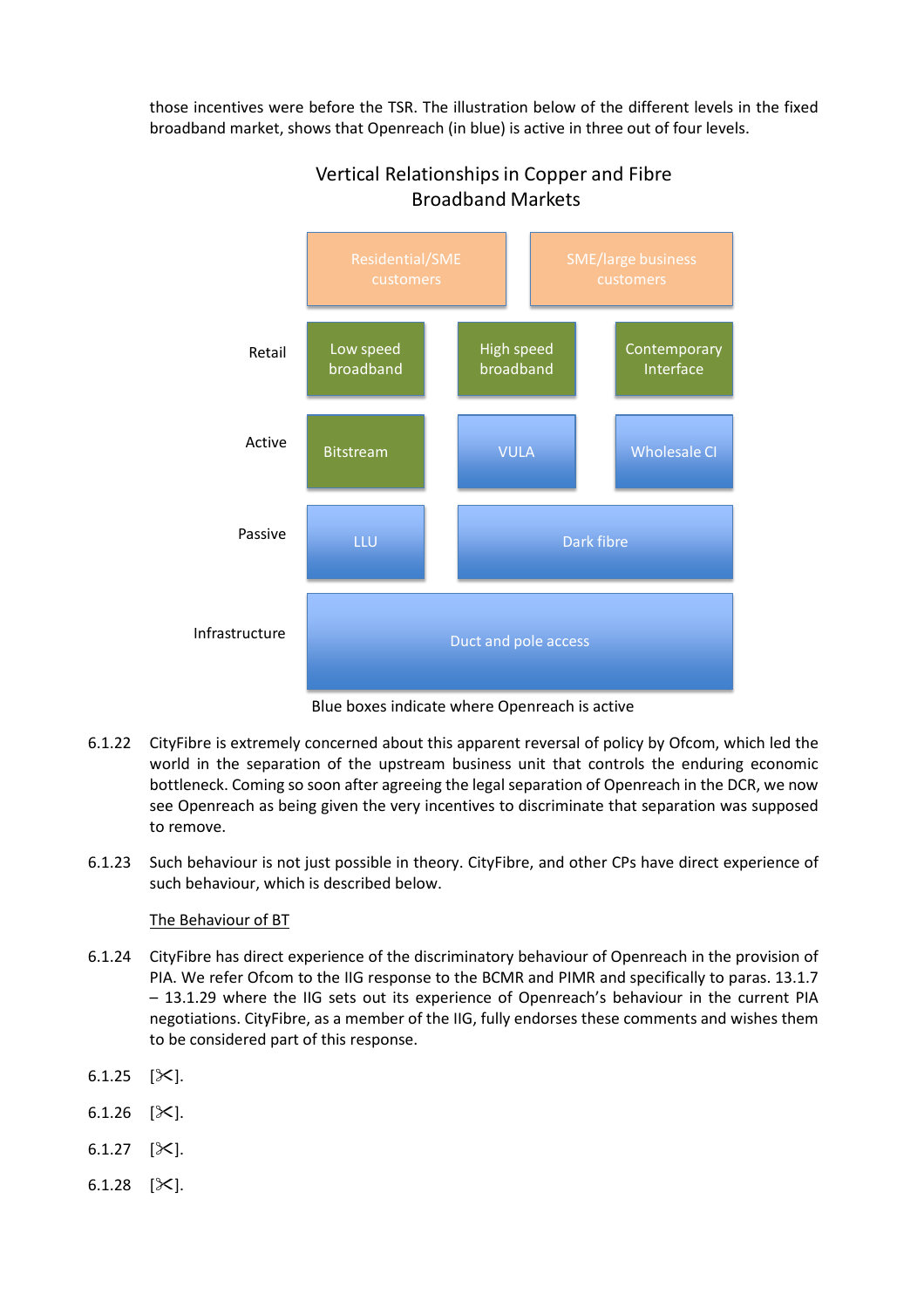those incentives were before the TSR. The illustration below of the different levels in the fixed broadband market, shows that Openreach (in blue) is active in three out of four levels.

**Vertical Relationships in Copper and Fibre Broadband Markets**

| | | | |
|---|---|---|---|
| | Residential/SME customers | | SME/large business customers |
| Retail | Low speed broadband | High speed broadband | Contemporary Interface |
| Active | Bitstream | VULA | Wholesale CI |
| Passive | LLU | Dark fibre | |
| Infrastructure | Duct and pole access | | |

Blue boxes indicate where Openreach is active

6.1.22 CityFibre is extremely concerned about this apparent reversal of policy by Ofcom, which led the world in the separation of the upstream business unit that controls the enduring economic bottleneck. Coming so soon after agreeing the legal separation of Openreach in the DCR, we now see Openreach as being given the very incentives to discriminate that separation was supposed to remove.

6.1.23 Such behaviour is not just possible in theory. CityFibre, and other CPs have direct experience of such behaviour, which is described below.

<u>The Behaviour of BT</u>

6.1.24 CityFibre has direct experience of the discriminatory behaviour of Openreach in the provision of PIA. We refer Ofcom to the IIG response to the BCMR and PIMR and specifically to paras. 13.1.7 – 13.1.29 where the IIG sets out its experience of Openreach's behaviour in the current PIA negotiations. CityFibre, as a member of the IIG, fully endorses these comments and wishes them to be considered part of this response.

6.1.25 [✂].

6.1.26 [✂].

6.1.27 [✂].

6.1.28 [✂].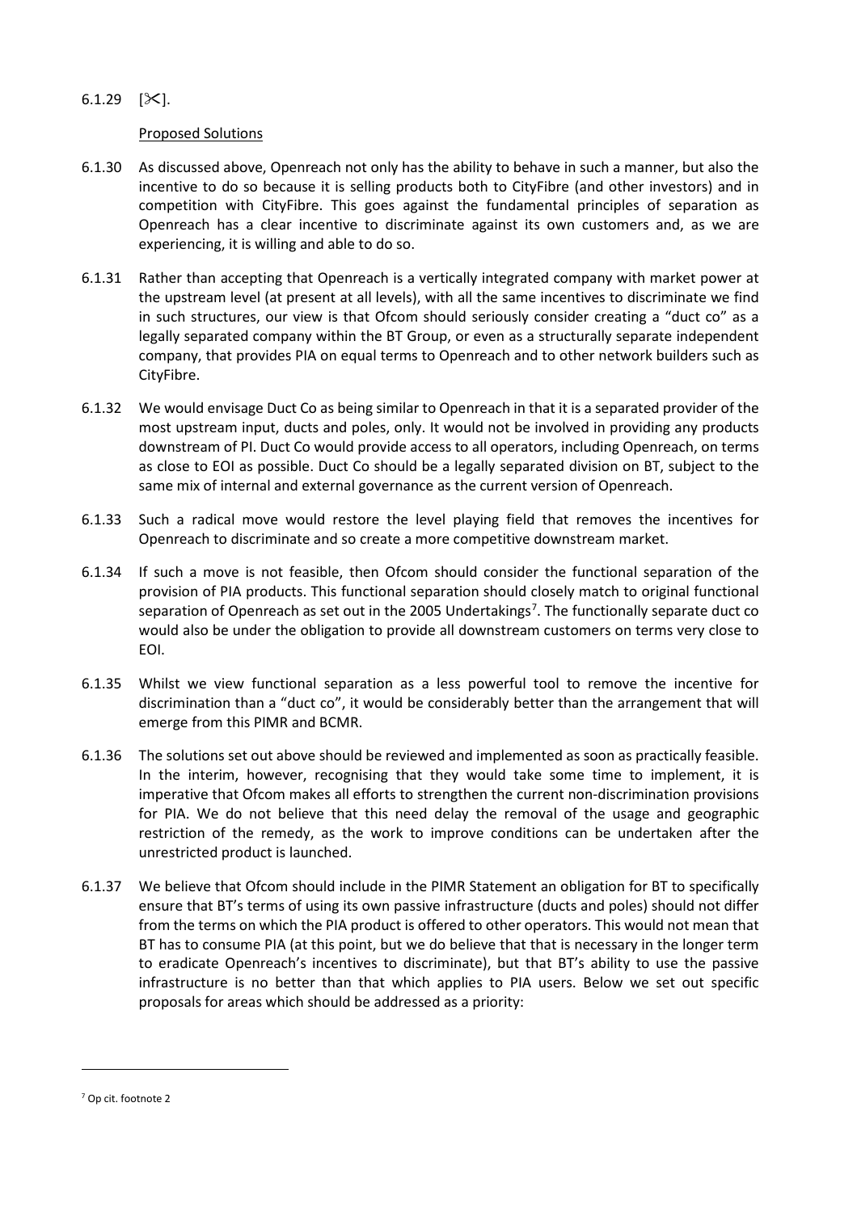6.1.29 [✂].

Proposed Solutions

6.1.30 As discussed above, Openreach not only has the ability to behave in such a manner, but also the incentive to do so because it is selling products both to CityFibre (and other investors) and in competition with CityFibre. This goes against the fundamental principles of separation as Openreach has a clear incentive to discriminate against its own customers and, as we are experiencing, it is willing and able to do so.

6.1.31 Rather than accepting that Openreach is a vertically integrated company with market power at the upstream level (at present at all levels), with all the same incentives to discriminate we find in such structures, our view is that Ofcom should seriously consider creating a "duct co" as a legally separated company within the BT Group, or even as a structurally separate independent company, that provides PIA on equal terms to Openreach and to other network builders such as CityFibre.

6.1.32 We would envisage Duct Co as being similar to Openreach in that it is a separated provider of the most upstream input, ducts and poles, only. It would not be involved in providing any products downstream of PI. Duct Co would provide access to all operators, including Openreach, on terms as close to EOI as possible. Duct Co should be a legally separated division on BT, subject to the same mix of internal and external governance as the current version of Openreach.

6.1.33 Such a radical move would restore the level playing field that removes the incentives for Openreach to discriminate and so create a more competitive downstream market.

6.1.34 If such a move is not feasible, then Ofcom should consider the functional separation of the provision of PIA products. This functional separation should closely match to original functional separation of Openreach as set out in the 2005 Undertakings[7]. The functionally separate duct co would also be under the obligation to provide all downstream customers on terms very close to EOI.

6.1.35 Whilst we view functional separation as a less powerful tool to remove the incentive for discrimination than a "duct co", it would be considerably better than the arrangement that will emerge from this PIMR and BCMR.

6.1.36 The solutions set out above should be reviewed and implemented as soon as practically feasible. In the interim, however, recognising that they would take some time to implement, it is imperative that Ofcom makes all efforts to strengthen the current non-discrimination provisions for PIA. We do not believe that this need delay the removal of the usage and geographic restriction of the remedy, as the work to improve conditions can be undertaken after the unrestricted product is launched.

6.1.37 We believe that Ofcom should include in the PIMR Statement an obligation for BT to specifically ensure that BT's terms of using its own passive infrastructure (ducts and poles) should not differ from the terms on which the PIA product is offered to other operators. This would not mean that BT has to consume PIA (at this point, but we do believe that that is necessary in the longer term to eradicate Openreach's incentives to discriminate), but that BT's ability to use the passive infrastructure is no better than that which applies to PIA users. Below we set out specific proposals for areas which should be addressed as a priority:

[7] Op cit. footnote 2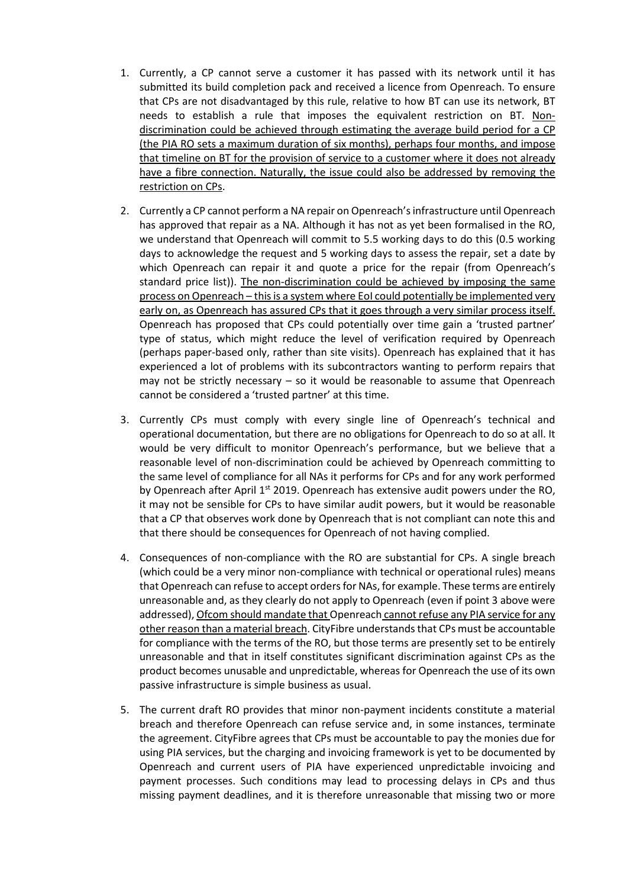1. Currently, a CP cannot serve a customer it has passed with its network until it has submitted its build completion pack and received a licence from Openreach. To ensure that CPs are not disadvantaged by this rule, relative to how BT can use its network, BT needs to establish a rule that imposes the equivalent restriction on BT. <u>Non-discrimination could be achieved through estimating the average build period for a CP (the PIA RO sets a maximum duration of six months), perhaps four months, and impose that timeline on BT for the provision of service to a customer where it does not already have a fibre connection. Naturally, the issue could also be addressed by removing the restriction on CPs</u>.

2. Currently a CP cannot perform a NA repair on Openreach's infrastructure until Openreach has approved that repair as a NA. Although it has not as yet been formalised in the RO, we understand that Openreach will commit to 5.5 working days to do this (0.5 working days to acknowledge the request and 5 working days to assess the repair, set a date by which Openreach can repair it and quote a price for the repair (from Openreach's standard price list)). <u>The non-discrimination could be achieved by imposing the same process on Openreach – this is a system where EoI could potentially be implemented very early on, as Openreach has assured CPs that it goes through a very similar process itself.</u> Openreach has proposed that CPs could potentially over time gain a 'trusted partner' type of status, which might reduce the level of verification required by Openreach (perhaps paper-based only, rather than site visits). Openreach has explained that it has experienced a lot of problems with its subcontractors wanting to perform repairs that may not be strictly necessary – so it would be reasonable to assume that Openreach cannot be considered a 'trusted partner' at this time.

3. Currently CPs must comply with every single line of Openreach's technical and operational documentation, but there are no obligations for Openreach to do so at all. It would be very difficult to monitor Openreach's performance, but we believe that a reasonable level of non-discrimination could be achieved by Openreach committing to the same level of compliance for all NAs it performs for CPs and for any work performed by Openreach after April 1st 2019. Openreach has extensive audit powers under the RO, it may not be sensible for CPs to have similar audit powers, but it would be reasonable that a CP that observes work done by Openreach that is not compliant can note this and that there should be consequences for Openreach of not having complied.

4. Consequences of non-compliance with the RO are substantial for CPs. A single breach (which could be a very minor non-compliance with technical or operational rules) means that Openreach can refuse to accept orders for NAs, for example. These terms are entirely unreasonable and, as they clearly do not apply to Openreach (even if point 3 above were addressed), <u>Ofcom should mandate that Openreach cannot refuse any PIA service for any other reason than a material breach</u>. CityFibre understands that CPs must be accountable for compliance with the terms of the RO, but those terms are presently set to be entirely unreasonable and that in itself constitutes significant discrimination against CPs as the product becomes unusable and unpredictable, whereas for Openreach the use of its own passive infrastructure is simple business as usual.

5. The current draft RO provides that minor non-payment incidents constitute a material breach and therefore Openreach can refuse service and, in some instances, terminate the agreement. CityFibre agrees that CPs must be accountable to pay the monies due for using PIA services, but the charging and invoicing framework is yet to be documented by Openreach and current users of PIA have experienced unpredictable invoicing and payment processes. Such conditions may lead to processing delays in CPs and thus missing payment deadlines, and it is therefore unreasonable that missing two or more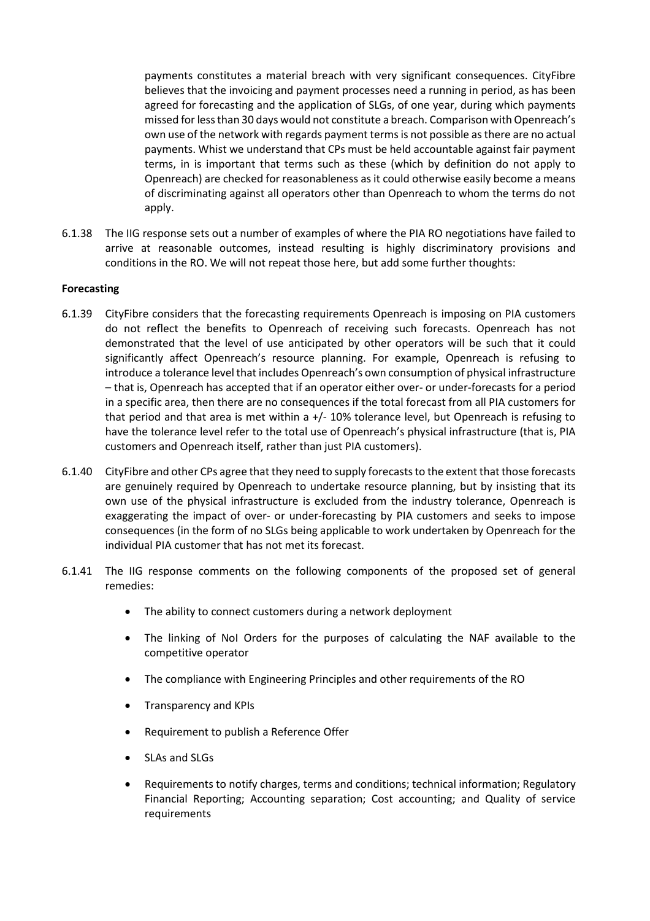payments constitutes a material breach with very significant consequences. CityFibre believes that the invoicing and payment processes need a running in period, as has been agreed for forecasting and the application of SLGs, of one year, during which payments missed for less than 30 days would not constitute a breach. Comparison with Openreach's own use of the network with regards payment terms is not possible as there are no actual payments. Whist we understand that CPs must be held accountable against fair payment terms, in is important that terms such as these (which by definition do not apply to Openreach) are checked for reasonableness as it could otherwise easily become a means of discriminating against all operators other than Openreach to whom the terms do not apply.

6.1.38 The IIG response sets out a number of examples of where the PIA RO negotiations have failed to arrive at reasonable outcomes, instead resulting is highly discriminatory provisions and conditions in the RO. We will not repeat those here, but add some further thoughts:

**Forecasting**

6.1.39 CityFibre considers that the forecasting requirements Openreach is imposing on PIA customers do not reflect the benefits to Openreach of receiving such forecasts. Openreach has not demonstrated that the level of use anticipated by other operators will be such that it could significantly affect Openreach's resource planning. For example, Openreach is refusing to introduce a tolerance level that includes Openreach's own consumption of physical infrastructure – that is, Openreach has accepted that if an operator either over- or under-forecasts for a period in a specific area, then there are no consequences if the total forecast from all PIA customers for that period and that area is met within a +/- 10% tolerance level, but Openreach is refusing to have the tolerance level refer to the total use of Openreach's physical infrastructure (that is, PIA customers and Openreach itself, rather than just PIA customers).

6.1.40 CityFibre and other CPs agree that they need to supply forecasts to the extent that those forecasts are genuinely required by Openreach to undertake resource planning, but by insisting that its own use of the physical infrastructure is excluded from the industry tolerance, Openreach is exaggerating the impact of over- or under-forecasting by PIA customers and seeks to impose consequences (in the form of no SLGs being applicable to work undertaken by Openreach for the individual PIA customer that has not met its forecast.

6.1.41 The IIG response comments on the following components of the proposed set of general remedies:

- The ability to connect customers during a network deployment
- The linking of NoI Orders for the purposes of calculating the NAF available to the competitive operator
- The compliance with Engineering Principles and other requirements of the RO
- Transparency and KPIs
- Requirement to publish a Reference Offer
- SLAs and SLGs
- Requirements to notify charges, terms and conditions; technical information; Regulatory Financial Reporting; Accounting separation; Cost accounting; and Quality of service requirements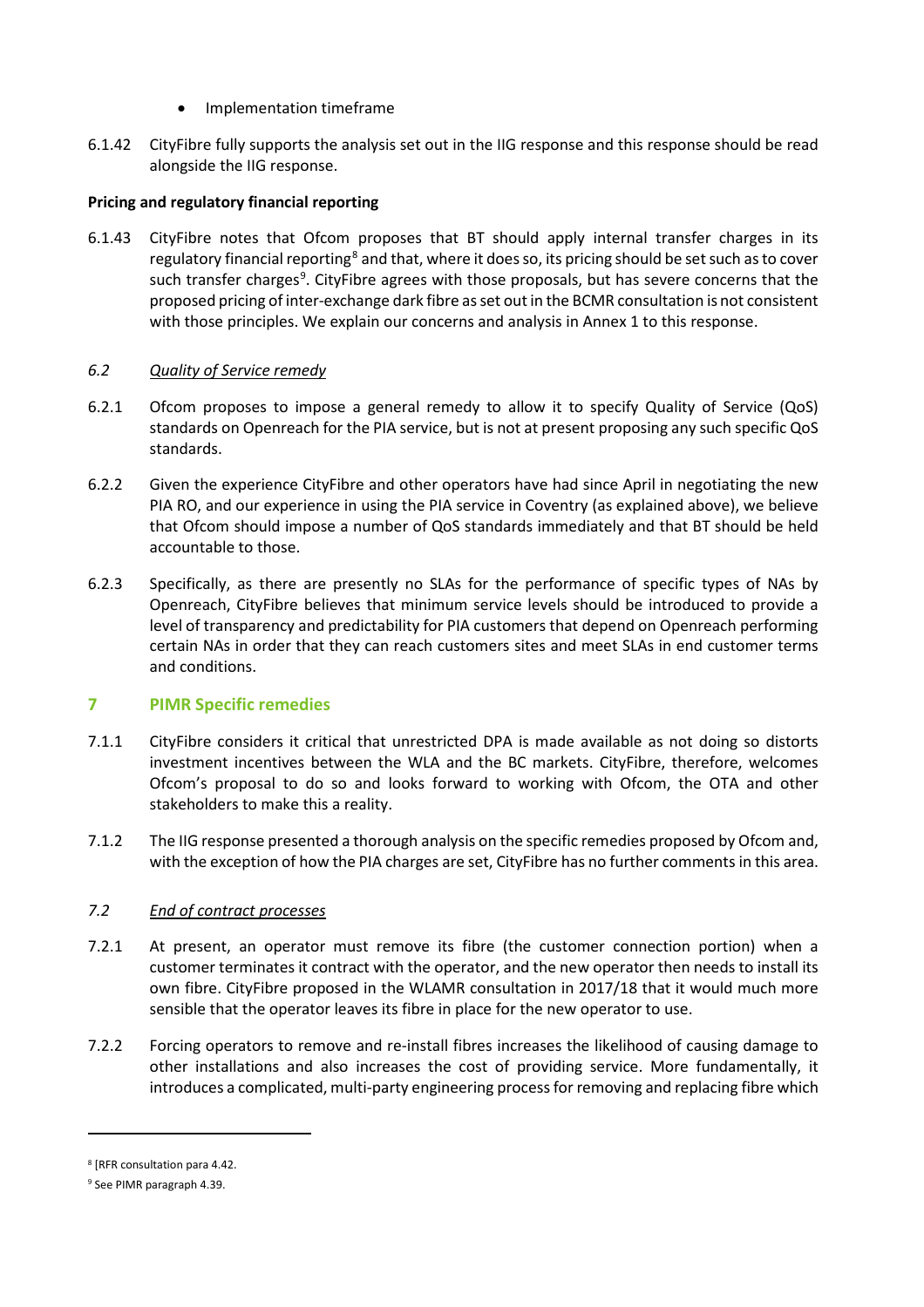- Implementation timeframe

6.1.42 CityFibre fully supports the analysis set out in the IIG response and this response should be read alongside the IIG response.

**Pricing and regulatory financial reporting**

6.1.43 CityFibre notes that Ofcom proposes that BT should apply internal transfer charges in its regulatory financial reporting[8] and that, where it does so, its pricing should be set such as to cover such transfer charges[9]. CityFibre agrees with those proposals, but has severe concerns that the proposed pricing of inter-exchange dark fibre as set out in the BCMR consultation is not consistent with those principles. We explain our concerns and analysis in Annex 1 to this response.

### *6.2 Quality of Service remedy*

6.2.1 Ofcom proposes to impose a general remedy to allow it to specify Quality of Service (QoS) standards on Openreach for the PIA service, but is not at present proposing any such specific QoS standards.

6.2.2 Given the experience CityFibre and other operators have had since April in negotiating the new PIA RO, and our experience in using the PIA service in Coventry (as explained above), we believe that Ofcom should impose a number of QoS standards immediately and that BT should be held accountable to those.

6.2.3 Specifically, as there are presently no SLAs for the performance of specific types of NAs by Openreach, CityFibre believes that minimum service levels should be introduced to provide a level of transparency and predictability for PIA customers that depend on Openreach performing certain NAs in order that they can reach customers sites and meet SLAs in end customer terms and conditions.

## 7 PIMR Specific remedies

7.1.1 CityFibre considers it critical that unrestricted DPA is made available as not doing so distorts investment incentives between the WLA and the BC markets. CityFibre, therefore, welcomes Ofcom's proposal to do so and looks forward to working with Ofcom, the OTA and other stakeholders to make this a reality.

7.1.2 The IIG response presented a thorough analysis on the specific remedies proposed by Ofcom and, with the exception of how the PIA charges are set, CityFibre has no further comments in this area.

### *7.2 End of contract processes*

7.2.1 At present, an operator must remove its fibre (the customer connection portion) when a customer terminates it contract with the operator, and the new operator then needs to install its own fibre. CityFibre proposed in the WLAMR consultation in 2017/18 that it would much more sensible that the operator leaves its fibre in place for the new operator to use.

7.2.2 Forcing operators to remove and re-install fibres increases the likelihood of causing damage to other installations and also increases the cost of providing service. More fundamentally, it introduces a complicated, multi-party engineering process for removing and replacing fibre which

---

[8] [RFR consultation para 4.42.

[9] See PIMR paragraph 4.39.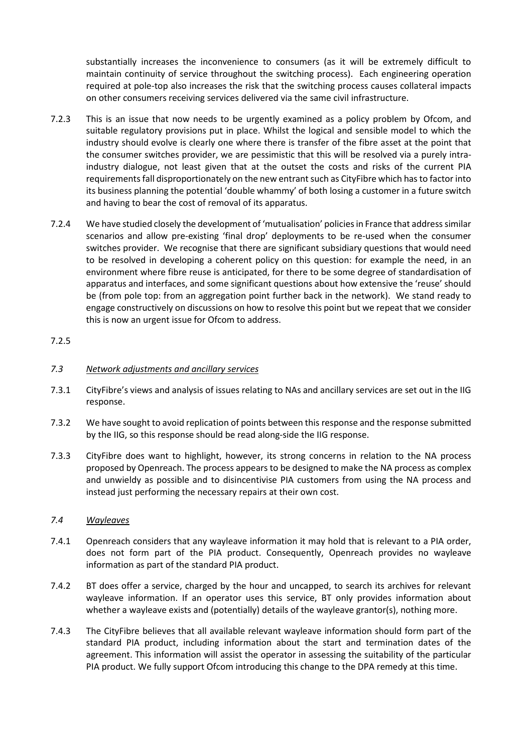substantially increases the inconvenience to consumers (as it will be extremely difficult to maintain continuity of service throughout the switching process). Each engineering operation required at pole-top also increases the risk that the switching process causes collateral impacts on other consumers receiving services delivered via the same civil infrastructure.

7.2.3 This is an issue that now needs to be urgently examined as a policy problem by Ofcom, and suitable regulatory provisions put in place. Whilst the logical and sensible model to which the industry should evolve is clearly one where there is transfer of the fibre asset at the point that the consumer switches provider, we are pessimistic that this will be resolved via a purely intra-industry dialogue, not least given that at the outset the costs and risks of the current PIA requirements fall disproportionately on the new entrant such as CityFibre which has to factor into its business planning the potential 'double whammy' of both losing a customer in a future switch and having to bear the cost of removal of its apparatus.

7.2.4 We have studied closely the development of 'mutualisation' policies in France that address similar scenarios and allow pre-existing 'final drop' deployments to be re-used when the consumer switches provider. We recognise that there are significant subsidiary questions that would need to be resolved in developing a coherent policy on this question: for example the need, in an environment where fibre reuse is anticipated, for there to be some degree of standardisation of apparatus and interfaces, and some significant questions about how extensive the 'reuse' should be (from pole top: from an aggregation point further back in the network). We stand ready to engage constructively on discussions on how to resolve this point but we repeat that we consider this is now an urgent issue for Ofcom to address.

7.2.5

### *7.3 Network adjustments and ancillary services*

7.3.1 CityFibre's views and analysis of issues relating to NAs and ancillary services are set out in the IIG response.

7.3.2 We have sought to avoid replication of points between this response and the response submitted by the IIG, so this response should be read along-side the IIG response.

7.3.3 CityFibre does want to highlight, however, its strong concerns in relation to the NA process proposed by Openreach. The process appears to be designed to make the NA process as complex and unwieldy as possible and to disincentivise PIA customers from using the NA process and instead just performing the necessary repairs at their own cost.

### *7.4 Wayleaves*

7.4.1 Openreach considers that any wayleave information it may hold that is relevant to a PIA order, does not form part of the PIA product. Consequently, Openreach provides no wayleave information as part of the standard PIA product.

7.4.2 BT does offer a service, charged by the hour and uncapped, to search its archives for relevant wayleave information. If an operator uses this service, BT only provides information about whether a wayleave exists and (potentially) details of the wayleave grantor(s), nothing more.

7.4.3 The CityFibre believes that all available relevant wayleave information should form part of the standard PIA product, including information about the start and termination dates of the agreement. This information will assist the operator in assessing the suitability of the particular PIA product. We fully support Ofcom introducing this change to the DPA remedy at this time.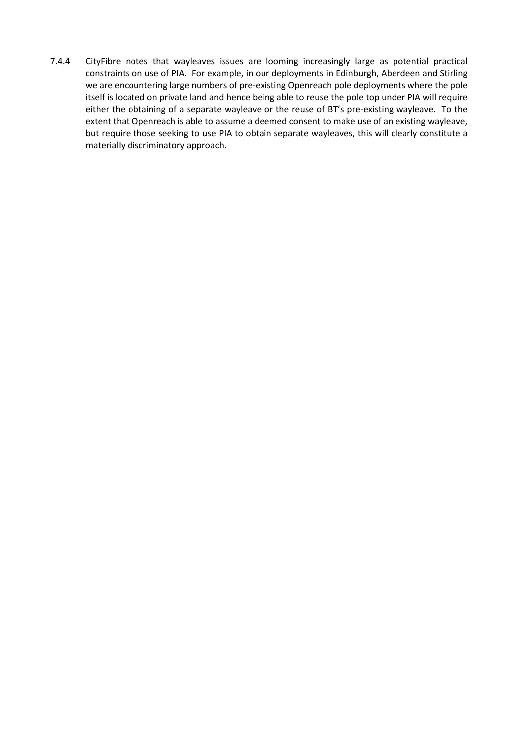7.4.4 CityFibre notes that wayleaves issues are looming increasingly large as potential practical constraints on use of PIA. For example, in our deployments in Edinburgh, Aberdeen and Stirling we are encountering large numbers of pre-existing Openreach pole deployments where the pole itself is located on private land and hence being able to reuse the pole top under PIA will require either the obtaining of a separate wayleave or the reuse of BT's pre-existing wayleave. To the extent that Openreach is able to assume a deemed consent to make use of an existing wayleave, but require those seeking to use PIA to obtain separate wayleaves, this will clearly constitute a materially discriminatory approach.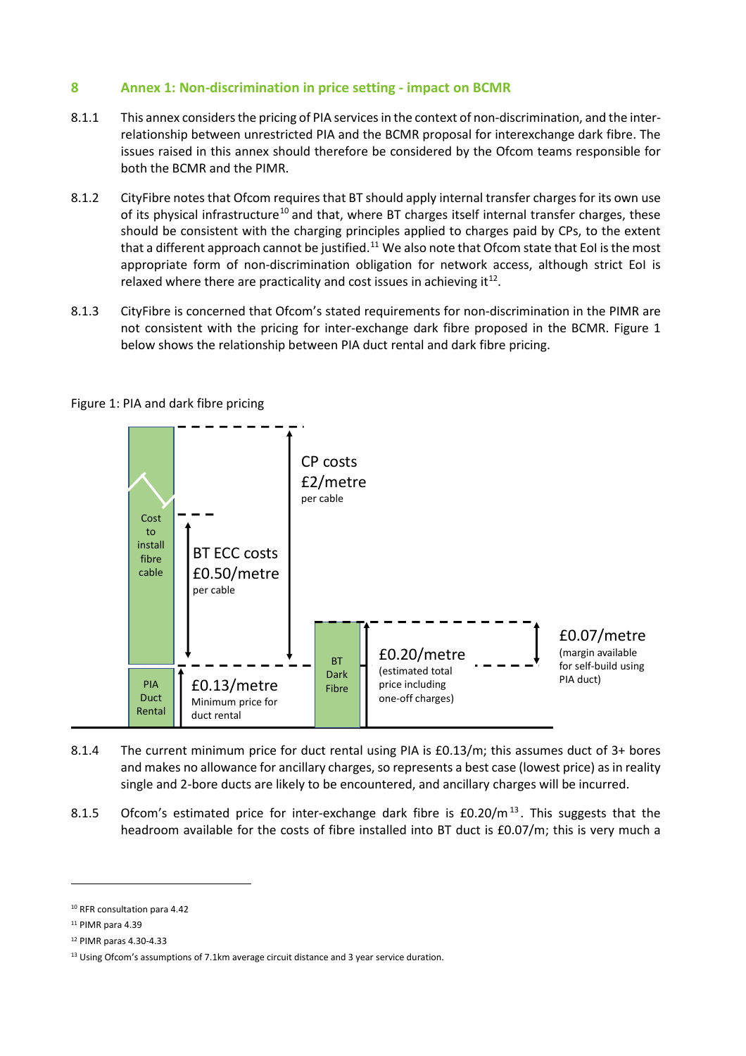## 8 Annex 1: Non-discrimination in price setting - impact on BCMR

8.1.1 This annex considers the pricing of PIA services in the context of non-discrimination, and the inter-relationship between unrestricted PIA and the BCMR proposal for interexchange dark fibre. The issues raised in this annex should therefore be considered by the Ofcom teams responsible for both the BCMR and the PIMR.

8.1.2 CityFibre notes that Ofcom requires that BT should apply internal transfer charges for its own use of its physical infrastructure[10] and that, where BT charges itself internal transfer charges, these should be consistent with the charging principles applied to charges paid by CPs, to the extent that a different approach cannot be justified.[11] We also note that Ofcom state that EoI is the most appropriate form of non-discrimination obligation for network access, although strict EoI is relaxed where there are practicality and cost issues in achieving it[12].

8.1.3 CityFibre is concerned that Ofcom's stated requirements for non-discrimination in the PIMR are not consistent with the pricing for inter-exchange dark fibre proposed in the BCMR. Figure 1 below shows the relationship between PIA duct rental and dark fibre pricing.

Figure 1: PIA and dark fibre pricing

Cost to install fibre cable

CP costs £2/metre per cable

BT ECC costs £0.50/metre per cable

PIA Duct Rental

£0.13/metre Minimum price for duct rental

BT Dark Fibre

£0.20/metre (estimated total price including one-off charges)

£0.07/metre (margin available for self-build using PIA duct)

8.1.4 The current minimum price for duct rental using PIA is £0.13/m; this assumes duct of 3+ bores and makes no allowance for ancillary charges, so represents a best case (lowest price) as in reality single and 2-bore ducts are likely to be encountered, and ancillary charges will be incurred.

8.1.5 Ofcom's estimated price for inter-exchange dark fibre is £0.20/m[13]. This suggests that the headroom available for the costs of fibre installed into BT duct is £0.07/m; this is very much a

---

[10] RFR consultation para 4.42

[11] PIMR para 4.39

[12] PIMR paras 4.30-4.33

[13] Using Ofcom's assumptions of 7.1km average circuit distance and 3 year service duration.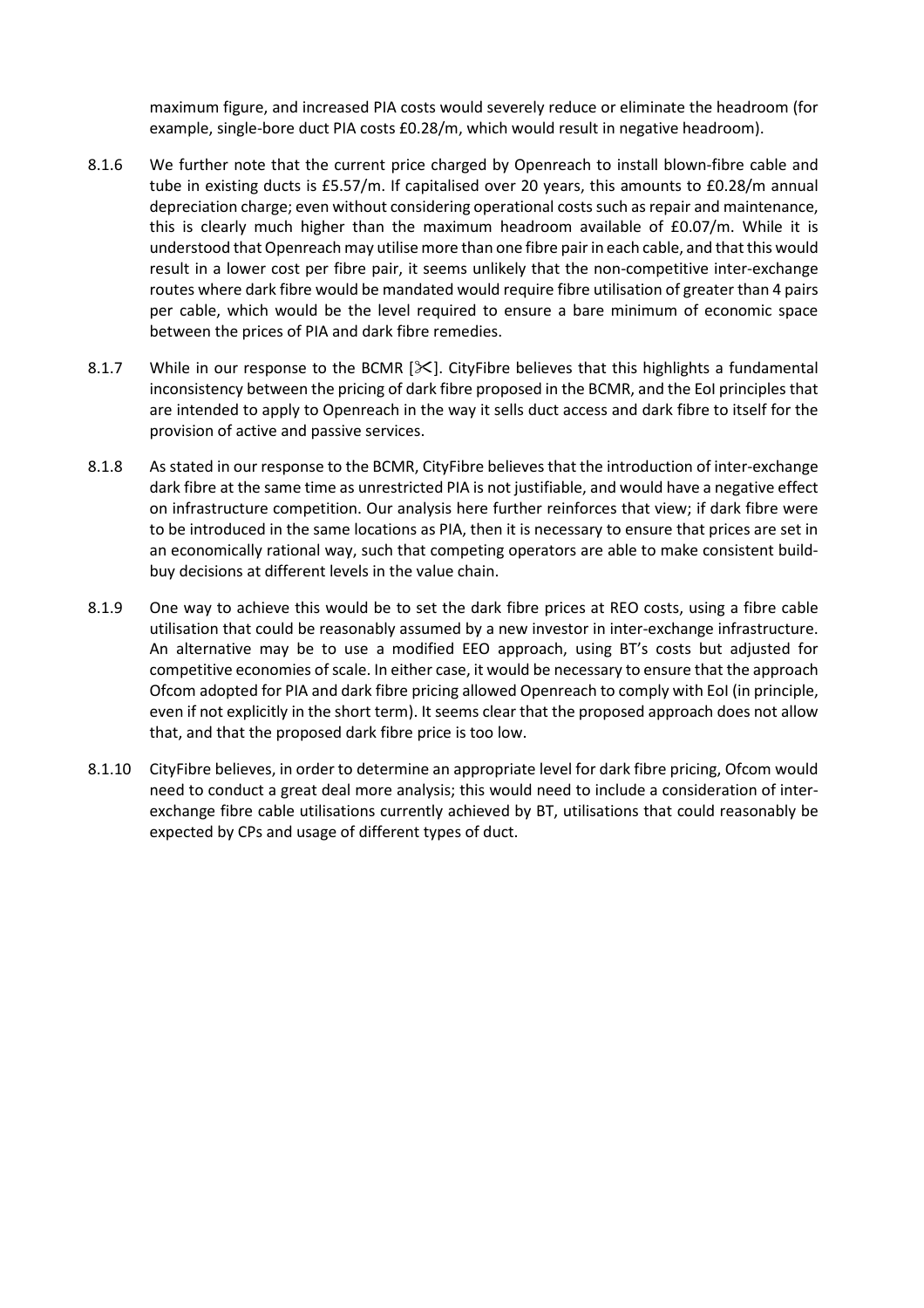maximum figure, and increased PIA costs would severely reduce or eliminate the headroom (for example, single-bore duct PIA costs £0.28/m, which would result in negative headroom).

8.1.6 We further note that the current price charged by Openreach to install blown-fibre cable and tube in existing ducts is £5.57/m. If capitalised over 20 years, this amounts to £0.28/m annual depreciation charge; even without considering operational costs such as repair and maintenance, this is clearly much higher than the maximum headroom available of £0.07/m. While it is understood that Openreach may utilise more than one fibre pair in each cable, and that this would result in a lower cost per fibre pair, it seems unlikely that the non-competitive inter-exchange routes where dark fibre would be mandated would require fibre utilisation of greater than 4 pairs per cable, which would be the level required to ensure a bare minimum of economic space between the prices of PIA and dark fibre remedies.

8.1.7 While in our response to the BCMR [✂]. CityFibre believes that this highlights a fundamental inconsistency between the pricing of dark fibre proposed in the BCMR, and the EoI principles that are intended to apply to Openreach in the way it sells duct access and dark fibre to itself for the provision of active and passive services.

8.1.8 As stated in our response to the BCMR, CityFibre believes that the introduction of inter-exchange dark fibre at the same time as unrestricted PIA is not justifiable, and would have a negative effect on infrastructure competition. Our analysis here further reinforces that view; if dark fibre were to be introduced in the same locations as PIA, then it is necessary to ensure that prices are set in an economically rational way, such that competing operators are able to make consistent build-buy decisions at different levels in the value chain.

8.1.9 One way to achieve this would be to set the dark fibre prices at REO costs, using a fibre cable utilisation that could be reasonably assumed by a new investor in inter-exchange infrastructure. An alternative may be to use a modified EEO approach, using BT's costs but adjusted for competitive economies of scale. In either case, it would be necessary to ensure that the approach Ofcom adopted for PIA and dark fibre pricing allowed Openreach to comply with EoI (in principle, even if not explicitly in the short term). It seems clear that the proposed approach does not allow that, and that the proposed dark fibre price is too low.

8.1.10 CityFibre believes, in order to determine an appropriate level for dark fibre pricing, Ofcom would need to conduct a great deal more analysis; this would need to include a consideration of inter-exchange fibre cable utilisations currently achieved by BT, utilisations that could reasonably be expected by CPs and usage of different types of duct.